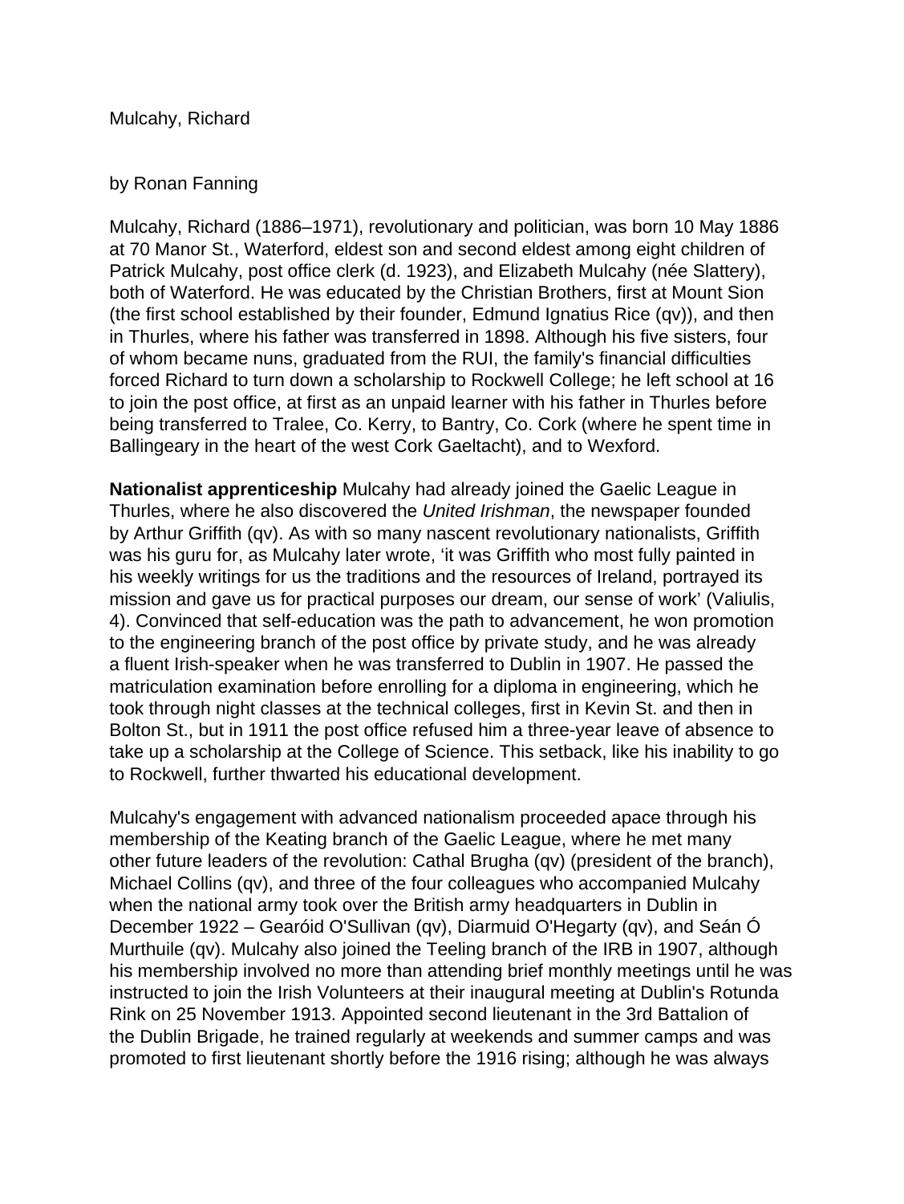Mulcahy, Richard

by Ronan Fanning

Mulcahy, Richard (1886–1971), revolutionary and politician, was born 10 May 1886 at 70 Manor St., Waterford, eldest son and second eldest among eight children of Patrick Mulcahy, post office clerk (d. 1923), and Elizabeth Mulcahy (née Slattery), both of Waterford. He was educated by the Christian Brothers, first at Mount Sion (the first school established by their founder, Edmund Ignatius Rice (qv)), and then in Thurles, where his father was transferred in 1898. Although his five sisters, four of whom became nuns, graduated from the RUI, the family's financial difficulties forced Richard to turn down a scholarship to Rockwell College; he left school at 16 to join the post office, at first as an unpaid learner with his father in Thurles before being transferred to Tralee, Co. Kerry, to Bantry, Co. Cork (where he spent time in Ballingeary in the heart of the west Cork Gaeltacht), and to Wexford.

**Nationalist apprenticeship** Mulcahy had already joined the Gaelic League in Thurles, where he also discovered the *United Irishman*, the newspaper founded by Arthur Griffith (qv). As with so many nascent revolutionary nationalists, Griffith was his guru for, as Mulcahy later wrote, 'it was Griffith who most fully painted in his weekly writings for us the traditions and the resources of Ireland, portrayed its mission and gave us for practical purposes our dream, our sense of work' (Valiulis, 4). Convinced that self-education was the path to advancement, he won promotion to the engineering branch of the post office by private study, and he was already a fluent Irish-speaker when he was transferred to Dublin in 1907. He passed the matriculation examination before enrolling for a diploma in engineering, which he took through night classes at the technical colleges, first in Kevin St. and then in Bolton St., but in 1911 the post office refused him a three-year leave of absence to take up a scholarship at the College of Science. This setback, like his inability to go to Rockwell, further thwarted his educational development.

Mulcahy's engagement with advanced nationalism proceeded apace through his membership of the Keating branch of the Gaelic League, where he met many other future leaders of the revolution: Cathal Brugha (qv) (president of the branch), Michael Collins (qv), and three of the four colleagues who accompanied Mulcahy when the national army took over the British army headquarters in Dublin in December 1922 – Gearóid O'Sullivan (qv), Diarmuid O'Hegarty (qv), and Seán Ó Murthuile (qv). Mulcahy also joined the Teeling branch of the IRB in 1907, although his membership involved no more than attending brief monthly meetings until he was instructed to join the Irish Volunteers at their inaugural meeting at Dublin's Rotunda Rink on 25 November 1913. Appointed second lieutenant in the 3rd Battalion of the Dublin Brigade, he trained regularly at weekends and summer camps and was promoted to first lieutenant shortly before the 1916 rising; although he was always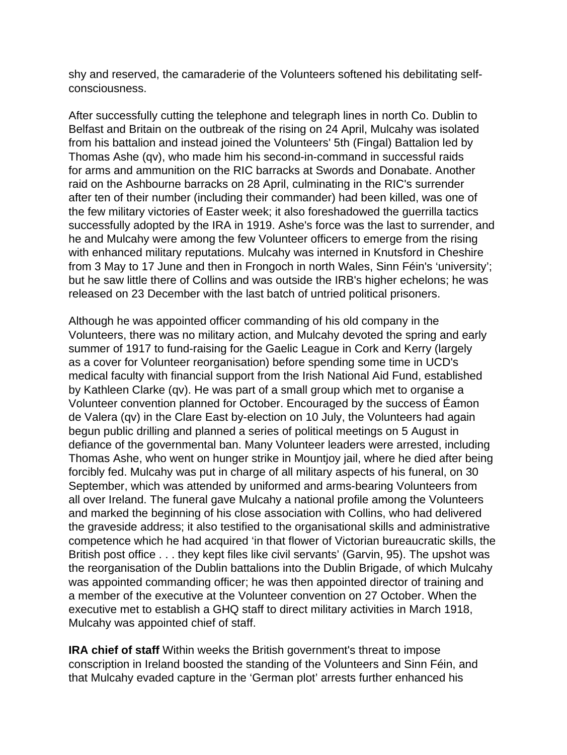shy and reserved, the camaraderie of the Volunteers softened his debilitating self-consciousness.

After successfully cutting the telephone and telegraph lines in north Co. Dublin to Belfast and Britain on the outbreak of the rising on 24 April, Mulcahy was isolated from his battalion and instead joined the Volunteers' 5th (Fingal) Battalion led by Thomas Ashe (qv), who made him his second-in-command in successful raids for arms and ammunition on the RIC barracks at Swords and Donabate. Another raid on the Ashbourne barracks on 28 April, culminating in the RIC's surrender after ten of their number (including their commander) had been killed, was one of the few military victories of Easter week; it also foreshadowed the guerrilla tactics successfully adopted by the IRA in 1919. Ashe's force was the last to surrender, and he and Mulcahy were among the few Volunteer officers to emerge from the rising with enhanced military reputations. Mulcahy was interned in Knutsford in Cheshire from 3 May to 17 June and then in Frongoch in north Wales, Sinn Féin's 'university'; but he saw little there of Collins and was outside the IRB's higher echelons; he was released on 23 December with the last batch of untried political prisoners.

Although he was appointed officer commanding of his old company in the Volunteers, there was no military action, and Mulcahy devoted the spring and early summer of 1917 to fund-raising for the Gaelic League in Cork and Kerry (largely as a cover for Volunteer reorganisation) before spending some time in UCD's medical faculty with financial support from the Irish National Aid Fund, established by Kathleen Clarke (qv). He was part of a small group which met to organise a Volunteer convention planned for October. Encouraged by the success of Éamon de Valera (qv) in the Clare East by-election on 10 July, the Volunteers had again begun public drilling and planned a series of political meetings on 5 August in defiance of the governmental ban. Many Volunteer leaders were arrested, including Thomas Ashe, who went on hunger strike in Mountjoy jail, where he died after being forcibly fed. Mulcahy was put in charge of all military aspects of his funeral, on 30 September, which was attended by uniformed and arms-bearing Volunteers from all over Ireland. The funeral gave Mulcahy a national profile among the Volunteers and marked the beginning of his close association with Collins, who had delivered the graveside address; it also testified to the organisational skills and administrative competence which he had acquired 'in that flower of Victorian bureaucratic skills, the British post office . . . they kept files like civil servants' (Garvin, 95). The upshot was the reorganisation of the Dublin battalions into the Dublin Brigade, of which Mulcahy was appointed commanding officer; he was then appointed director of training and a member of the executive at the Volunteer convention on 27 October. When the executive met to establish a GHQ staff to direct military activities in March 1918, Mulcahy was appointed chief of staff.

**IRA chief of staff** Within weeks the British government's threat to impose conscription in Ireland boosted the standing of the Volunteers and Sinn Féin, and that Mulcahy evaded capture in the 'German plot' arrests further enhanced his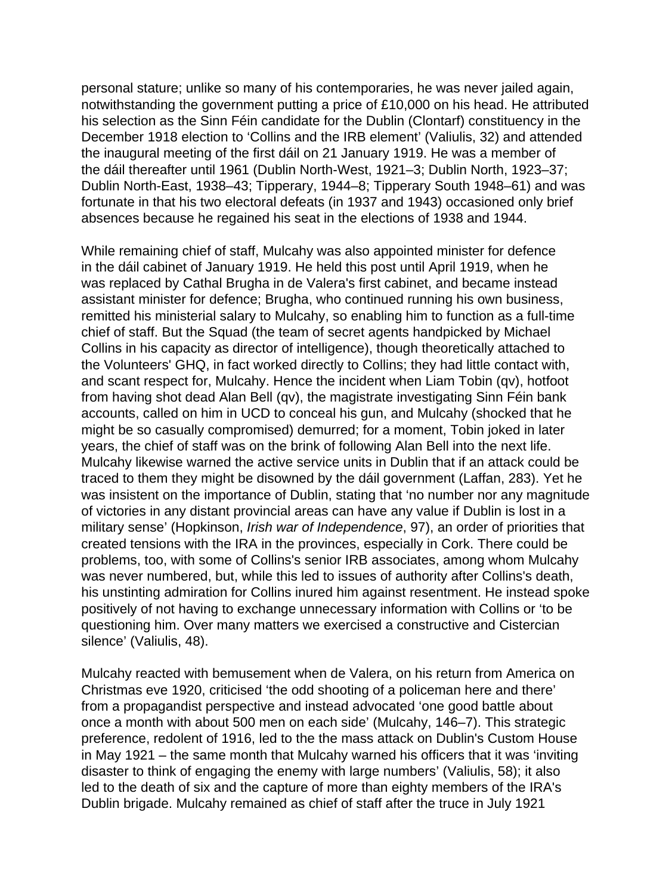personal stature; unlike so many of his contemporaries, he was never jailed again, notwithstanding the government putting a price of £10,000 on his head. He attributed his selection as the Sinn Féin candidate for the Dublin (Clontarf) constituency in the December 1918 election to 'Collins and the IRB element' (Valiulis, 32) and attended the inaugural meeting of the first dáil on 21 January 1919. He was a member of the dáil thereafter until 1961 (Dublin North-West, 1921–3; Dublin North, 1923–37; Dublin North-East, 1938–43; Tipperary, 1944–8; Tipperary South 1948–61) and was fortunate in that his two electoral defeats (in 1937 and 1943) occasioned only brief absences because he regained his seat in the elections of 1938 and 1944.

While remaining chief of staff, Mulcahy was also appointed minister for defence in the dáil cabinet of January 1919. He held this post until April 1919, when he was replaced by Cathal Brugha in de Valera's first cabinet, and became instead assistant minister for defence; Brugha, who continued running his own business, remitted his ministerial salary to Mulcahy, so enabling him to function as a full-time chief of staff. But the Squad (the team of secret agents handpicked by Michael Collins in his capacity as director of intelligence), though theoretically attached to the Volunteers' GHQ, in fact worked directly to Collins; they had little contact with, and scant respect for, Mulcahy. Hence the incident when Liam Tobin (qv), hotfoot from having shot dead Alan Bell (qv), the magistrate investigating Sinn Féin bank accounts, called on him in UCD to conceal his gun, and Mulcahy (shocked that he might be so casually compromised) demurred; for a moment, Tobin joked in later years, the chief of staff was on the brink of following Alan Bell into the next life. Mulcahy likewise warned the active service units in Dublin that if an attack could be traced to them they might be disowned by the dáil government (Laffan, 283). Yet he was insistent on the importance of Dublin, stating that 'no number nor any magnitude of victories in any distant provincial areas can have any value if Dublin is lost in a military sense' (Hopkinson, *Irish war of Independence*, 97), an order of priorities that created tensions with the IRA in the provinces, especially in Cork. There could be problems, too, with some of Collins's senior IRB associates, among whom Mulcahy was never numbered, but, while this led to issues of authority after Collins's death, his unstinting admiration for Collins inured him against resentment. He instead spoke positively of not having to exchange unnecessary information with Collins or 'to be questioning him. Over many matters we exercised a constructive and Cistercian silence' (Valiulis, 48).

Mulcahy reacted with bemusement when de Valera, on his return from America on Christmas eve 1920, criticised 'the odd shooting of a policeman here and there' from a propagandist perspective and instead advocated 'one good battle about once a month with about 500 men on each side' (Mulcahy, 146–7). This strategic preference, redolent of 1916, led to the the mass attack on Dublin's Custom House in May 1921 – the same month that Mulcahy warned his officers that it was 'inviting disaster to think of engaging the enemy with large numbers' (Valiulis, 58); it also led to the death of six and the capture of more than eighty members of the IRA's Dublin brigade. Mulcahy remained as chief of staff after the truce in July 1921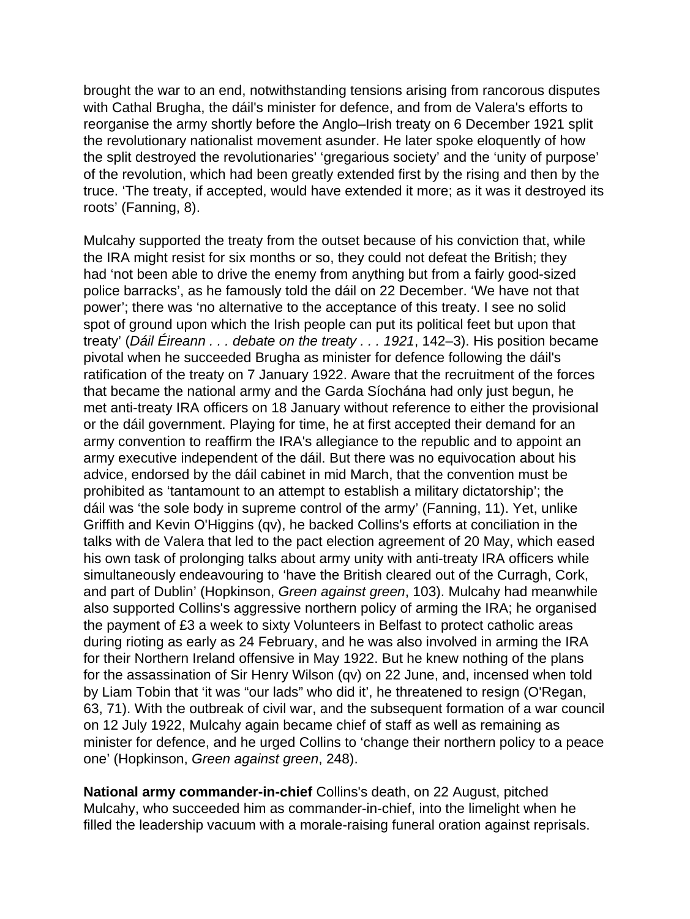brought the war to an end, notwithstanding tensions arising from rancorous disputes with Cathal Brugha, the dáil's minister for defence, and from de Valera's efforts to reorganise the army shortly before the Anglo–Irish treaty on 6 December 1921 split the revolutionary nationalist movement asunder. He later spoke eloquently of how the split destroyed the revolutionaries' 'gregarious society' and the 'unity of purpose' of the revolution, which had been greatly extended first by the rising and then by the truce. 'The treaty, if accepted, would have extended it more; as it was it destroyed its roots' (Fanning, 8).

Mulcahy supported the treaty from the outset because of his conviction that, while the IRA might resist for six months or so, they could not defeat the British; they had 'not been able to drive the enemy from anything but from a fairly good-sized police barracks', as he famously told the dáil on 22 December. 'We have not that power'; there was 'no alternative to the acceptance of this treaty. I see no solid spot of ground upon which the Irish people can put its political feet but upon that treaty' (*Dáil Éireann . . . debate on the treaty . . . 1921*, 142–3). His position became pivotal when he succeeded Brugha as minister for defence following the dáil's ratification of the treaty on 7 January 1922. Aware that the recruitment of the forces that became the national army and the Garda Síochána had only just begun, he met anti-treaty IRA officers on 18 January without reference to either the provisional or the dáil government. Playing for time, he at first accepted their demand for an army convention to reaffirm the IRA's allegiance to the republic and to appoint an army executive independent of the dáil. But there was no equivocation about his advice, endorsed by the dáil cabinet in mid March, that the convention must be prohibited as 'tantamount to an attempt to establish a military dictatorship'; the dáil was 'the sole body in supreme control of the army' (Fanning, 11). Yet, unlike Griffith and Kevin O'Higgins (qv), he backed Collins's efforts at conciliation in the talks with de Valera that led to the pact election agreement of 20 May, which eased his own task of prolonging talks about army unity with anti-treaty IRA officers while simultaneously endeavouring to 'have the British cleared out of the Curragh, Cork, and part of Dublin' (Hopkinson, *Green against green*, 103). Mulcahy had meanwhile also supported Collins's aggressive northern policy of arming the IRA; he organised the payment of £3 a week to sixty Volunteers in Belfast to protect catholic areas during rioting as early as 24 February, and he was also involved in arming the IRA for their Northern Ireland offensive in May 1922. But he knew nothing of the plans for the assassination of Sir Henry Wilson (qv) on 22 June, and, incensed when told by Liam Tobin that 'it was "our lads" who did it', he threatened to resign (O'Regan, 63, 71). With the outbreak of civil war, and the subsequent formation of a war council on 12 July 1922, Mulcahy again became chief of staff as well as remaining as minister for defence, and he urged Collins to 'change their northern policy to a peace one' (Hopkinson, *Green against green*, 248).

**National army commander-in-chief** Collins's death, on 22 August, pitched Mulcahy, who succeeded him as commander-in-chief, into the limelight when he filled the leadership vacuum with a morale-raising funeral oration against reprisals.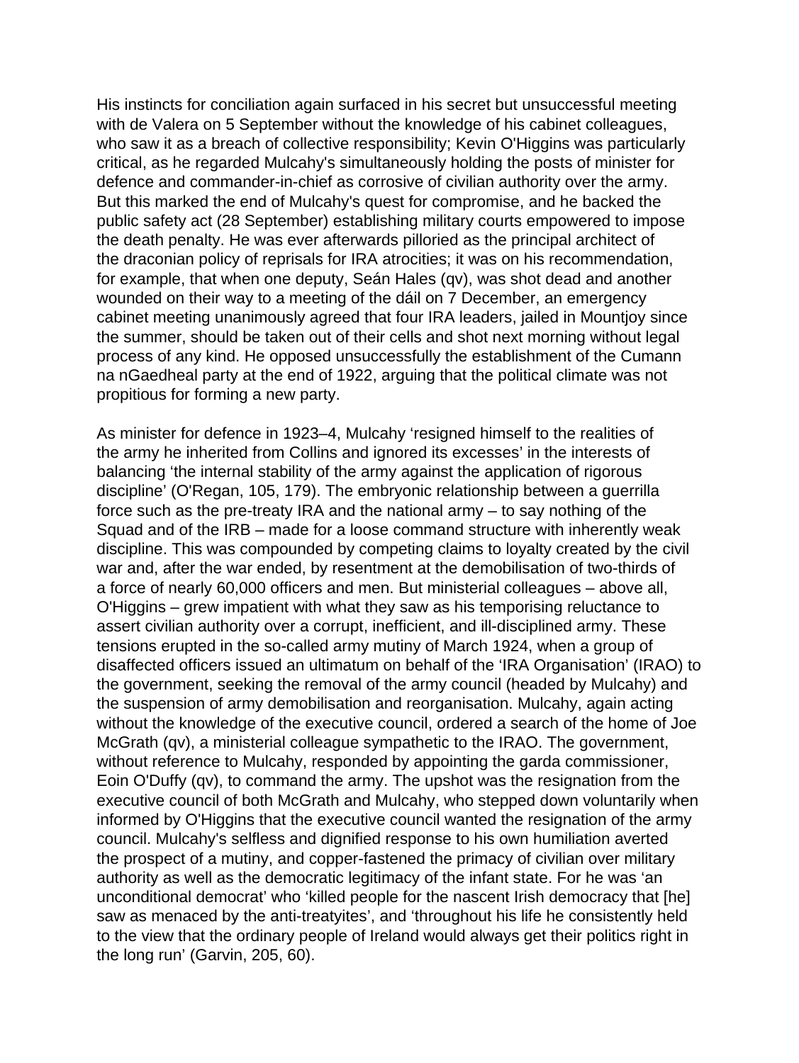His instincts for conciliation again surfaced in his secret but unsuccessful meeting with de Valera on 5 September without the knowledge of his cabinet colleagues, who saw it as a breach of collective responsibility; Kevin O'Higgins was particularly critical, as he regarded Mulcahy's simultaneously holding the posts of minister for defence and commander-in-chief as corrosive of civilian authority over the army. But this marked the end of Mulcahy's quest for compromise, and he backed the public safety act (28 September) establishing military courts empowered to impose the death penalty. He was ever afterwards pilloried as the principal architect of the draconian policy of reprisals for IRA atrocities; it was on his recommendation, for example, that when one deputy, Seán Hales (qv), was shot dead and another wounded on their way to a meeting of the dáil on 7 December, an emergency cabinet meeting unanimously agreed that four IRA leaders, jailed in Mountjoy since the summer, should be taken out of their cells and shot next morning without legal process of any kind. He opposed unsuccessfully the establishment of the Cumann na nGaedheal party at the end of 1922, arguing that the political climate was not propitious for forming a new party.

As minister for defence in 1923–4, Mulcahy 'resigned himself to the realities of the army he inherited from Collins and ignored its excesses' in the interests of balancing 'the internal stability of the army against the application of rigorous discipline' (O'Regan, 105, 179). The embryonic relationship between a guerrilla force such as the pre-treaty IRA and the national army – to say nothing of the Squad and of the IRB – made for a loose command structure with inherently weak discipline. This was compounded by competing claims to loyalty created by the civil war and, after the war ended, by resentment at the demobilisation of two-thirds of a force of nearly 60,000 officers and men. But ministerial colleagues – above all, O'Higgins – grew impatient with what they saw as his temporising reluctance to assert civilian authority over a corrupt, inefficient, and ill-disciplined army. These tensions erupted in the so-called army mutiny of March 1924, when a group of disaffected officers issued an ultimatum on behalf of the 'IRA Organisation' (IRAO) to the government, seeking the removal of the army council (headed by Mulcahy) and the suspension of army demobilisation and reorganisation. Mulcahy, again acting without the knowledge of the executive council, ordered a search of the home of Joe McGrath (qv), a ministerial colleague sympathetic to the IRAO. The government, without reference to Mulcahy, responded by appointing the garda commissioner, Eoin O'Duffy (qv), to command the army. The upshot was the resignation from the executive council of both McGrath and Mulcahy, who stepped down voluntarily when informed by O'Higgins that the executive council wanted the resignation of the army council. Mulcahy's selfless and dignified response to his own humiliation averted the prospect of a mutiny, and copper-fastened the primacy of civilian over military authority as well as the democratic legitimacy of the infant state. For he was 'an unconditional democrat' who 'killed people for the nascent Irish democracy that [he] saw as menaced by the anti-treatyites', and 'throughout his life he consistently held to the view that the ordinary people of Ireland would always get their politics right in the long run' (Garvin, 205, 60).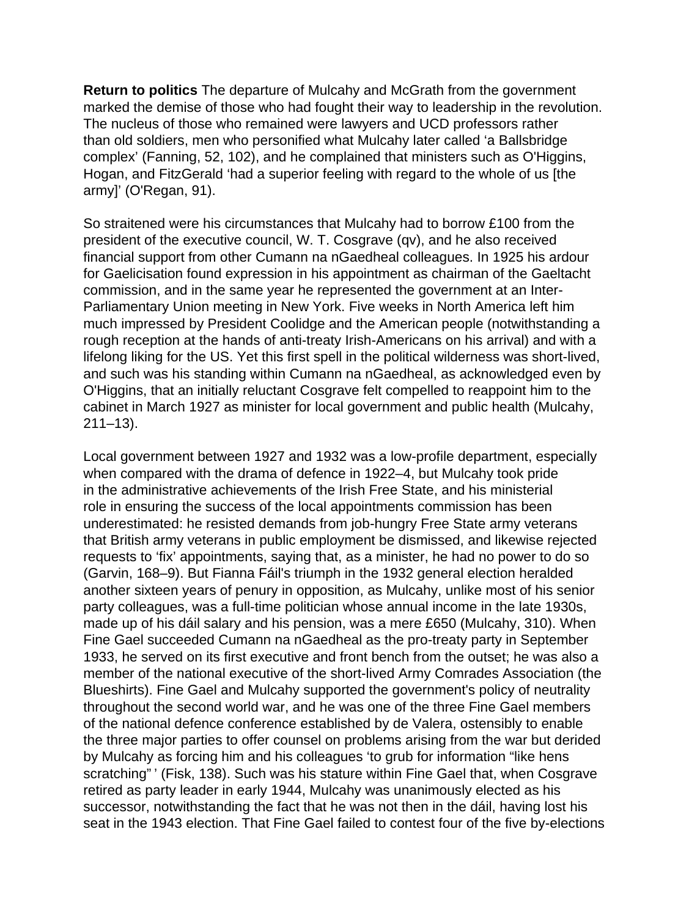**Return to politics** The departure of Mulcahy and McGrath from the government marked the demise of those who had fought their way to leadership in the revolution. The nucleus of those who remained were lawyers and UCD professors rather than old soldiers, men who personified what Mulcahy later called ‘a Ballsbridge complex’ (Fanning, 52, 102), and he complained that ministers such as O'Higgins, Hogan, and FitzGerald ‘had a superior feeling with regard to the whole of us [the army]’ (O'Regan, 91).

So straitened were his circumstances that Mulcahy had to borrow £100 from the president of the executive council, W. T. Cosgrave (qv), and he also received financial support from other Cumann na nGaedheal colleagues. In 1925 his ardour for Gaelicisation found expression in his appointment as chairman of the Gaeltacht commission, and in the same year he represented the government at an Inter-Parliamentary Union meeting in New York. Five weeks in North America left him much impressed by President Coolidge and the American people (notwithstanding a rough reception at the hands of anti-treaty Irish-Americans on his arrival) and with a lifelong liking for the US. Yet this first spell in the political wilderness was short-lived, and such was his standing within Cumann na nGaedheal, as acknowledged even by O'Higgins, that an initially reluctant Cosgrave felt compelled to reappoint him to the cabinet in March 1927 as minister for local government and public health (Mulcahy, 211–13).

Local government between 1927 and 1932 was a low-profile department, especially when compared with the drama of defence in 1922–4, but Mulcahy took pride in the administrative achievements of the Irish Free State, and his ministerial role in ensuring the success of the local appointments commission has been underestimated: he resisted demands from job-hungry Free State army veterans that British army veterans in public employment be dismissed, and likewise rejected requests to ‘fix’ appointments, saying that, as a minister, he had no power to do so (Garvin, 168–9). But Fianna Fáil's triumph in the 1932 general election heralded another sixteen years of penury in opposition, as Mulcahy, unlike most of his senior party colleagues, was a full-time politician whose annual income in the late 1930s, made up of his dáil salary and his pension, was a mere £650 (Mulcahy, 310). When Fine Gael succeeded Cumann na nGaedheal as the pro-treaty party in September 1933, he served on its first executive and front bench from the outset; he was also a member of the national executive of the short-lived Army Comrades Association (the Blueshirts). Fine Gael and Mulcahy supported the government's policy of neutrality throughout the second world war, and he was one of the three Fine Gael members of the national defence conference established by de Valera, ostensibly to enable the three major parties to offer counsel on problems arising from the war but derided by Mulcahy as forcing him and his colleagues ‘to grub for information “like hens scratching” ’ (Fisk, 138). Such was his stature within Fine Gael that, when Cosgrave retired as party leader in early 1944, Mulcahy was unanimously elected as his successor, notwithstanding the fact that he was not then in the dáil, having lost his seat in the 1943 election. That Fine Gael failed to contest four of the five by-elections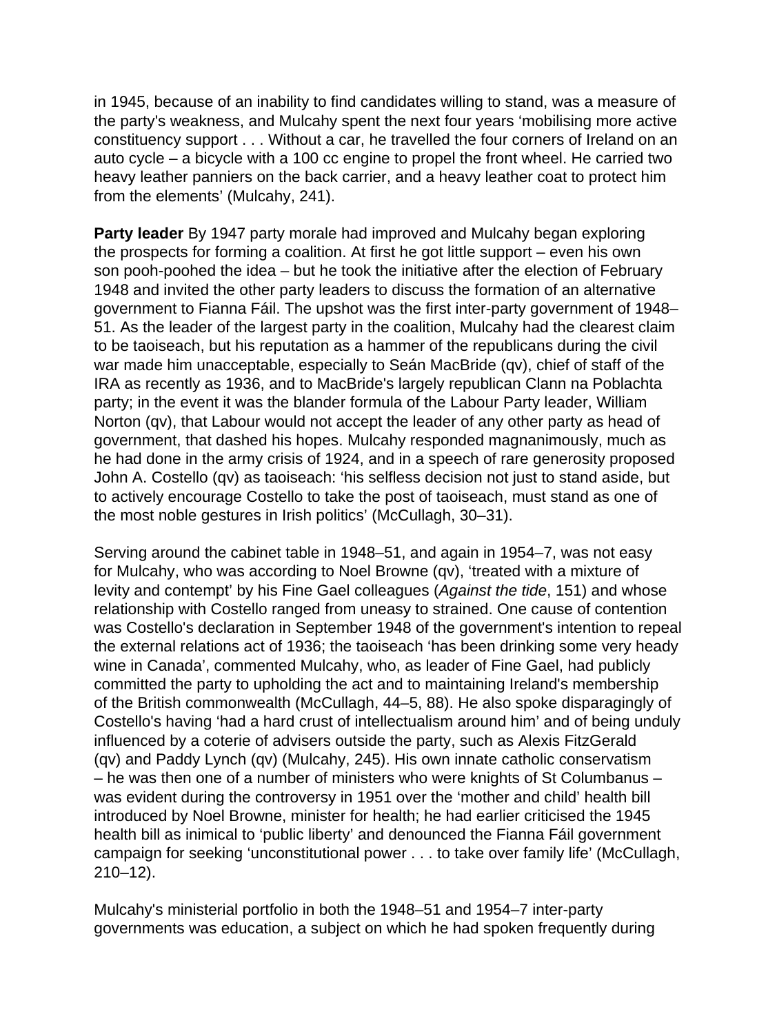in 1945, because of an inability to find candidates willing to stand, was a measure of the party's weakness, and Mulcahy spent the next four years 'mobilising more active constituency support . . . Without a car, he travelled the four corners of Ireland on an auto cycle – a bicycle with a 100 cc engine to propel the front wheel. He carried two heavy leather panniers on the back carrier, and a heavy leather coat to protect him from the elements' (Mulcahy, 241).

**Party leader** By 1947 party morale had improved and Mulcahy began exploring the prospects for forming a coalition. At first he got little support – even his own son pooh-poohed the idea – but he took the initiative after the election of February 1948 and invited the other party leaders to discuss the formation of an alternative government to Fianna Fáil. The upshot was the first inter-party government of 1948–51. As the leader of the largest party in the coalition, Mulcahy had the clearest claim to be taoiseach, but his reputation as a hammer of the republicans during the civil war made him unacceptable, especially to Seán MacBride (qv), chief of staff of the IRA as recently as 1936, and to MacBride's largely republican Clann na Poblachta party; in the event it was the blander formula of the Labour Party leader, William Norton (qv), that Labour would not accept the leader of any other party as head of government, that dashed his hopes. Mulcahy responded magnanimously, much as he had done in the army crisis of 1924, and in a speech of rare generosity proposed John A. Costello (qv) as taoiseach: 'his selfless decision not just to stand aside, but to actively encourage Costello to take the post of taoiseach, must stand as one of the most noble gestures in Irish politics' (McCullagh, 30–31).

Serving around the cabinet table in 1948–51, and again in 1954–7, was not easy for Mulcahy, who was according to Noel Browne (qv), 'treated with a mixture of levity and contempt' by his Fine Gael colleagues (*Against the tide*, 151) and whose relationship with Costello ranged from uneasy to strained. One cause of contention was Costello's declaration in September 1948 of the government's intention to repeal the external relations act of 1936; the taoiseach 'has been drinking some very heady wine in Canada', commented Mulcahy, who, as leader of Fine Gael, had publicly committed the party to upholding the act and to maintaining Ireland's membership of the British commonwealth (McCullagh, 44–5, 88). He also spoke disparagingly of Costello's having 'had a hard crust of intellectualism around him' and of being unduly influenced by a coterie of advisers outside the party, such as Alexis FitzGerald (qv) and Paddy Lynch (qv) (Mulcahy, 245). His own innate catholic conservatism – he was then one of a number of ministers who were knights of St Columbanus – was evident during the controversy in 1951 over the 'mother and child' health bill introduced by Noel Browne, minister for health; he had earlier criticised the 1945 health bill as inimical to 'public liberty' and denounced the Fianna Fáil government campaign for seeking 'unconstitutional power . . . to take over family life' (McCullagh, 210–12).

Mulcahy's ministerial portfolio in both the 1948–51 and 1954–7 inter-party governments was education, a subject on which he had spoken frequently during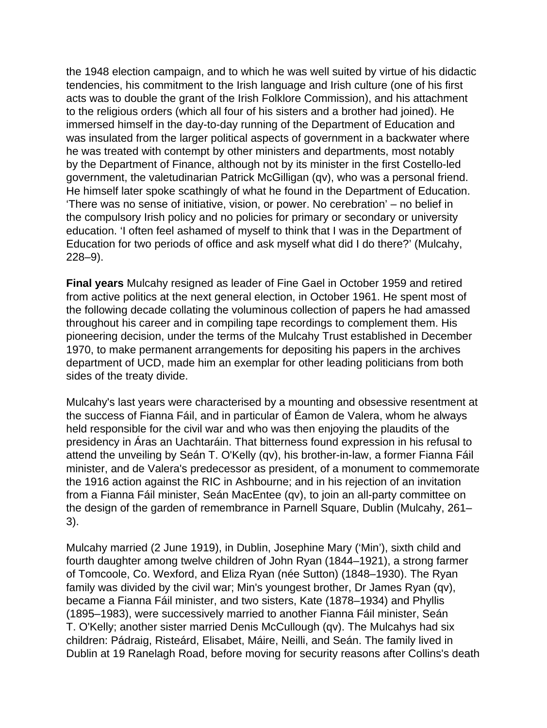the 1948 election campaign, and to which he was well suited by virtue of his didactic tendencies, his commitment to the Irish language and Irish culture (one of his first acts was to double the grant of the Irish Folklore Commission), and his attachment to the religious orders (which all four of his sisters and a brother had joined). He immersed himself in the day-to-day running of the Department of Education and was insulated from the larger political aspects of government in a backwater where he was treated with contempt by other ministers and departments, most notably by the Department of Finance, although not by its minister in the first Costello-led government, the valetudinarian Patrick McGilligan (qv), who was a personal friend. He himself later spoke scathingly of what he found in the Department of Education. 'There was no sense of initiative, vision, or power. No cerebration' – no belief in the compulsory Irish policy and no policies for primary or secondary or university education. 'I often feel ashamed of myself to think that I was in the Department of Education for two periods of office and ask myself what did I do there?' (Mulcahy, 228–9).

**Final years** Mulcahy resigned as leader of Fine Gael in October 1959 and retired from active politics at the next general election, in October 1961. He spent most of the following decade collating the voluminous collection of papers he had amassed throughout his career and in compiling tape recordings to complement them. His pioneering decision, under the terms of the Mulcahy Trust established in December 1970, to make permanent arrangements for depositing his papers in the archives department of UCD, made him an exemplar for other leading politicians from both sides of the treaty divide.

Mulcahy's last years were characterised by a mounting and obsessive resentment at the success of Fianna Fáil, and in particular of Éamon de Valera, whom he always held responsible for the civil war and who was then enjoying the plaudits of the presidency in Áras an Uachtaráin. That bitterness found expression in his refusal to attend the unveiling by Seán T. O'Kelly (qv), his brother-in-law, a former Fianna Fáil minister, and de Valera's predecessor as president, of a monument to commemorate the 1916 action against the RIC in Ashbourne; and in his rejection of an invitation from a Fianna Fáil minister, Seán MacEntee (qv), to join an all-party committee on the design of the garden of remembrance in Parnell Square, Dublin (Mulcahy, 261–3).

Mulcahy married (2 June 1919), in Dublin, Josephine Mary ('Min'), sixth child and fourth daughter among twelve children of John Ryan (1844–1921), a strong farmer of Tomcoole, Co. Wexford, and Eliza Ryan (née Sutton) (1848–1930). The Ryan family was divided by the civil war; Min's youngest brother, Dr James Ryan (qv), became a Fianna Fáil minister, and two sisters, Kate (1878–1934) and Phyllis (1895–1983), were successively married to another Fianna Fáil minister, Seán T. O'Kelly; another sister married Denis McCullough (qv). The Mulcahys had six children: Pádraig, Risteárd, Elisabet, Máire, Neilli, and Seán. The family lived in Dublin at 19 Ranelagh Road, before moving for security reasons after Collins's death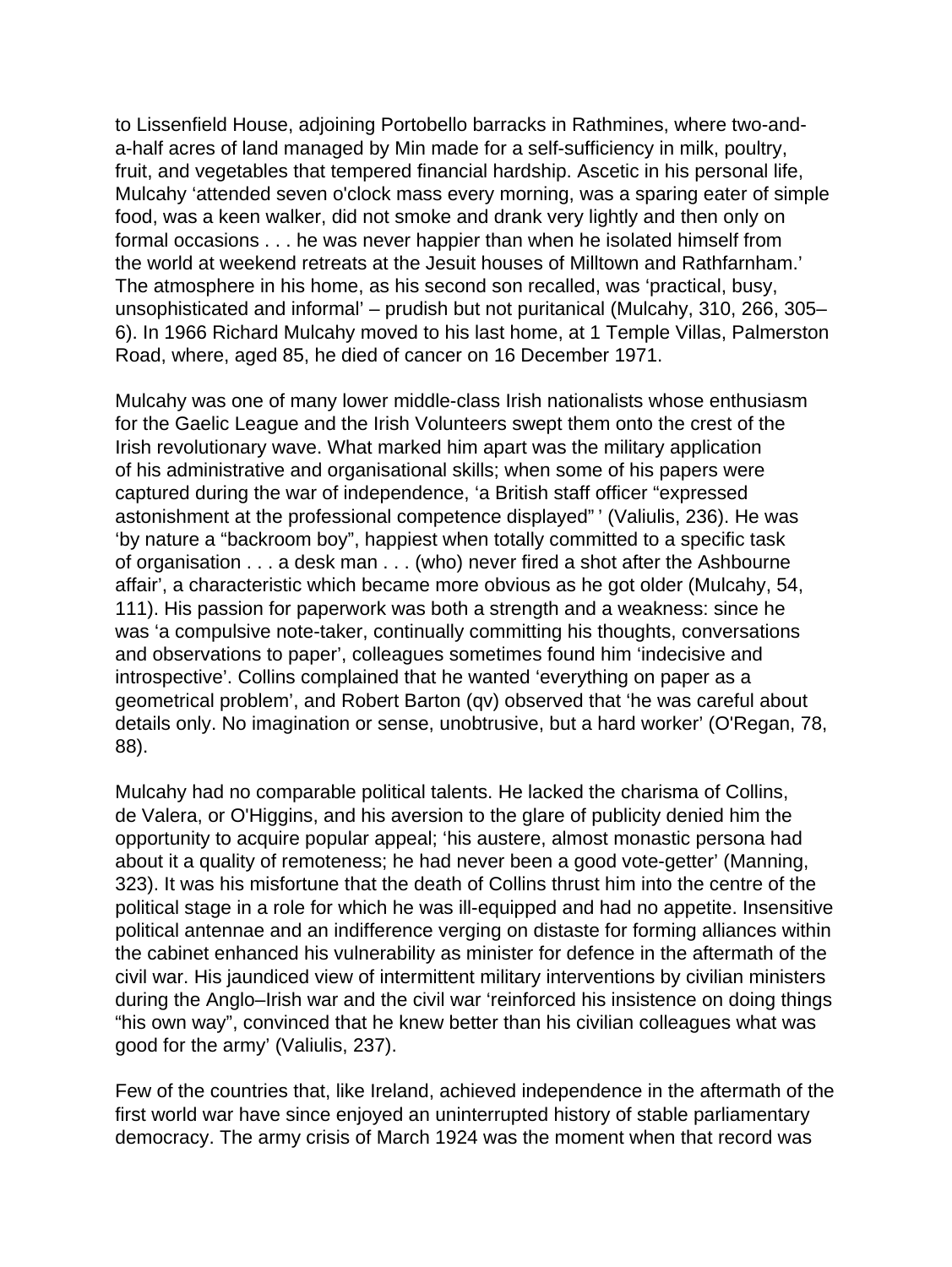to Lissenfield House, adjoining Portobello barracks in Rathmines, where two-and-a-half acres of land managed by Min made for a self-sufficiency in milk, poultry, fruit, and vegetables that tempered financial hardship. Ascetic in his personal life, Mulcahy 'attended seven o'clock mass every morning, was a sparing eater of simple food, was a keen walker, did not smoke and drank very lightly and then only on formal occasions . . . he was never happier than when he isolated himself from the world at weekend retreats at the Jesuit houses of Milltown and Rathfarnham.' The atmosphere in his home, as his second son recalled, was 'practical, busy, unsophisticated and informal' – prudish but not puritanical (Mulcahy, 310, 266, 305–6). In 1966 Richard Mulcahy moved to his last home, at 1 Temple Villas, Palmerston Road, where, aged 85, he died of cancer on 16 December 1971.

Mulcahy was one of many lower middle-class Irish nationalists whose enthusiasm for the Gaelic League and the Irish Volunteers swept them onto the crest of the Irish revolutionary wave. What marked him apart was the military application of his administrative and organisational skills; when some of his papers were captured during the war of independence, 'a British staff officer "expressed astonishment at the professional competence displayed" ' (Valiulis, 236). He was 'by nature a "backroom boy", happiest when totally committed to a specific task of organisation . . . a desk man . . . (who) never fired a shot after the Ashbourne affair', a characteristic which became more obvious as he got older (Mulcahy, 54, 111). His passion for paperwork was both a strength and a weakness: since he was 'a compulsive note-taker, continually committing his thoughts, conversations and observations to paper', colleagues sometimes found him 'indecisive and introspective'. Collins complained that he wanted 'everything on paper as a geometrical problem', and Robert Barton (qv) observed that 'he was careful about details only. No imagination or sense, unobtrusive, but a hard worker' (O'Regan, 78, 88).

Mulcahy had no comparable political talents. He lacked the charisma of Collins, de Valera, or O'Higgins, and his aversion to the glare of publicity denied him the opportunity to acquire popular appeal; 'his austere, almost monastic persona had about it a quality of remoteness; he had never been a good vote-getter' (Manning, 323). It was his misfortune that the death of Collins thrust him into the centre of the political stage in a role for which he was ill-equipped and had no appetite. Insensitive political antennae and an indifference verging on distaste for forming alliances within the cabinet enhanced his vulnerability as minister for defence in the aftermath of the civil war. His jaundiced view of intermittent military interventions by civilian ministers during the Anglo–Irish war and the civil war 'reinforced his insistence on doing things "his own way", convinced that he knew better than his civilian colleagues what was good for the army' (Valiulis, 237).

Few of the countries that, like Ireland, achieved independence in the aftermath of the first world war have since enjoyed an uninterrupted history of stable parliamentary democracy. The army crisis of March 1924 was the moment when that record was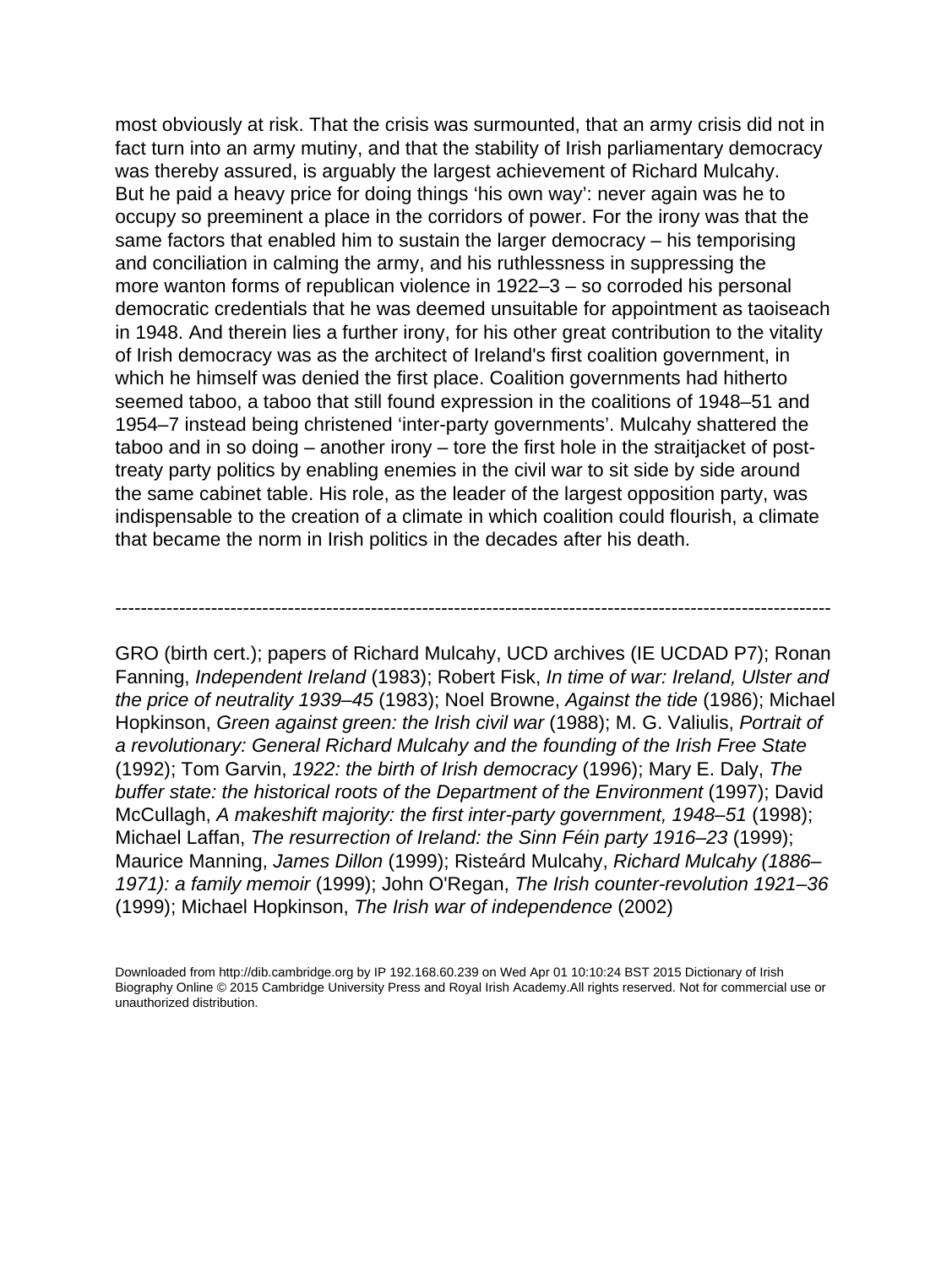most obviously at risk. That the crisis was surmounted, that an army crisis did not in fact turn into an army mutiny, and that the stability of Irish parliamentary democracy was thereby assured, is arguably the largest achievement of Richard Mulcahy. But he paid a heavy price for doing things 'his own way': never again was he to occupy so preeminent a place in the corridors of power. For the irony was that the same factors that enabled him to sustain the larger democracy – his temporising and conciliation in calming the army, and his ruthlessness in suppressing the more wanton forms of republican violence in 1922–3 – so corroded his personal democratic credentials that he was deemed unsuitable for appointment as taoiseach in 1948. And therein lies a further irony, for his other great contribution to the vitality of Irish democracy was as the architect of Ireland's first coalition government, in which he himself was denied the first place. Coalition governments had hitherto seemed taboo, a taboo that still found expression in the coalitions of 1948–51 and 1954–7 instead being christened 'inter-party governments'. Mulcahy shattered the taboo and in so doing – another irony – tore the first hole in the straitjacket of post-treaty party politics by enabling enemies in the civil war to sit side by side around the same cabinet table. His role, as the leader of the largest opposition party, was indispensable to the creation of a climate in which coalition could flourish, a climate that became the norm in Irish politics in the decades after his death.

---

GRO (birth cert.); papers of Richard Mulcahy, UCD archives (IE UCDAD P7); Ronan Fanning, *Independent Ireland* (1983); Robert Fisk, *In time of war: Ireland, Ulster and the price of neutrality 1939–45* (1983); Noel Browne, *Against the tide* (1986); Michael Hopkinson, *Green against green: the Irish civil war* (1988); M. G. Valiulis, *Portrait of a revolutionary: General Richard Mulcahy and the founding of the Irish Free State* (1992); Tom Garvin, *1922: the birth of Irish democracy* (1996); Mary E. Daly, *The buffer state: the historical roots of the Department of the Environment* (1997); David McCullagh, *A makeshift majority: the first inter-party government, 1948–51* (1998); Michael Laffan, *The resurrection of Ireland: the Sinn Féin party 1916–23* (1999); Maurice Manning, *James Dillon* (1999); Risteárd Mulcahy, *Richard Mulcahy (1886–1971): a family memoir* (1999); John O'Regan, *The Irish counter-revolution 1921–36* (1999); Michael Hopkinson, *The Irish war of independence* (2002)